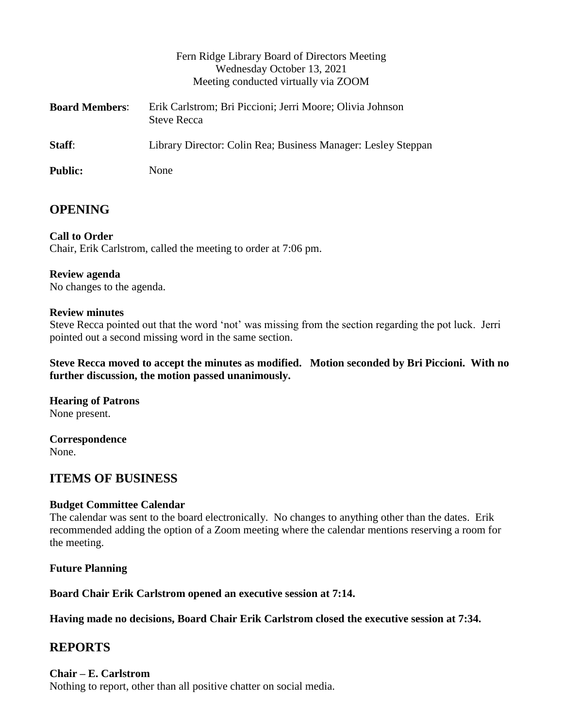Fern Ridge Library Board of Directors Meeting
Wednesday October 13, 2021
Meeting conducted virtually via ZOOM

**Board Members**: Erik Carlstrom; Bri Piccioni; Jerri Moore; Olivia Johnson
Steve Recca

**Staff**: Library Director: Colin Rea; Business Manager: Lesley Steppan

**Public:** None

## OPENING

**Call to Order**
Chair, Erik Carlstrom, called the meeting to order at 7:06 pm.

**Review agenda**
No changes to the agenda.

**Review minutes**
Steve Recca pointed out that the word 'not' was missing from the section regarding the pot luck. Jerri pointed out a second missing word in the same section.

**Steve Recca moved to accept the minutes as modified. Motion seconded by Bri Piccioni. With no further discussion, the motion passed unanimously.**

**Hearing of Patrons**
None present.

**Correspondence**
None.

## ITEMS OF BUSINESS

**Budget Committee Calendar**
The calendar was sent to the board electronically. No changes to anything other than the dates. Erik recommended adding the option of a Zoom meeting where the calendar mentions reserving a room for the meeting.

**Future Planning**

**Board Chair Erik Carlstrom opened an executive session at 7:14.**

**Having made no decisions, Board Chair Erik Carlstrom closed the executive session at 7:34.**

## REPORTS

**Chair – E. Carlstrom**
Nothing to report, other than all positive chatter on social media.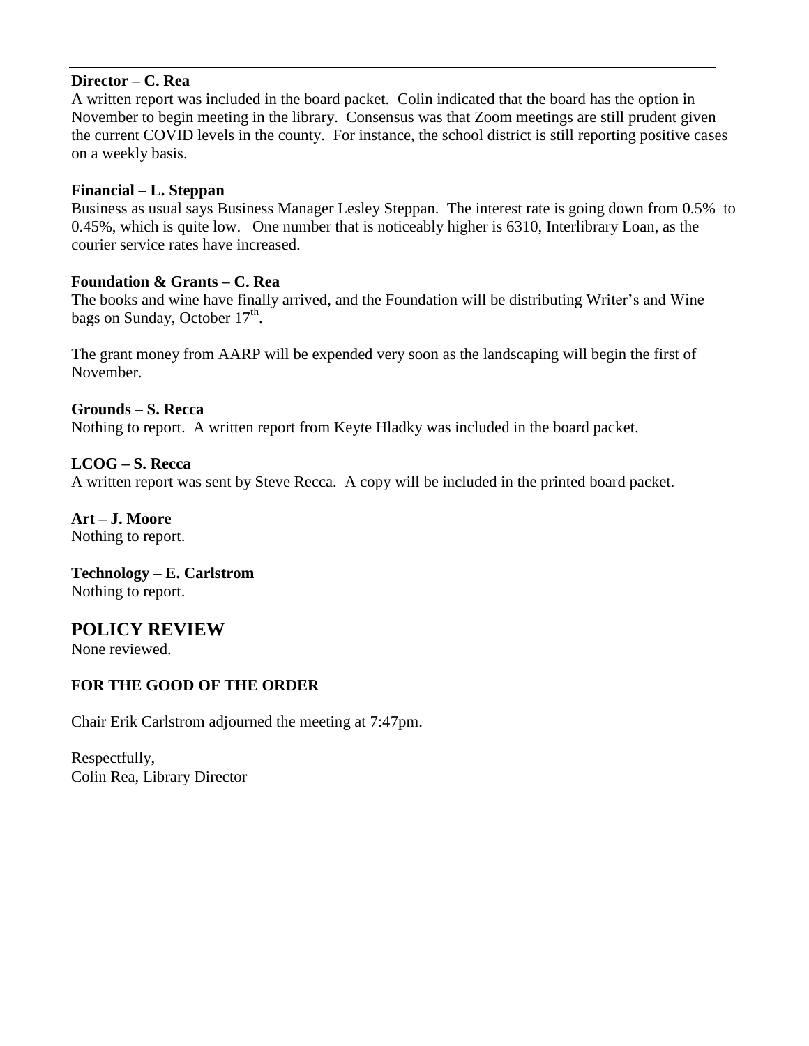**Director – C. Rea**
A written report was included in the board packet. Colin indicated that the board has the option in November to begin meeting in the library. Consensus was that Zoom meetings are still prudent given the current COVID levels in the county. For instance, the school district is still reporting positive cases on a weekly basis.

**Financial – L. Steppan**
Business as usual says Business Manager Lesley Steppan. The interest rate is going down from 0.5% to 0.45%, which is quite low. One number that is noticeably higher is 6310, Interlibrary Loan, as the courier service rates have increased.

**Foundation & Grants – C. Rea**
The books and wine have finally arrived, and the Foundation will be distributing Writer's and Wine bags on Sunday, October 17th.

The grant money from AARP will be expended very soon as the landscaping will begin the first of November.

**Grounds – S. Recca**
Nothing to report. A written report from Keyte Hladky was included in the board packet.

**LCOG – S. Recca**
A written report was sent by Steve Recca. A copy will be included in the printed board packet.

**Art – J. Moore**
Nothing to report.

**Technology – E. Carlstrom**
Nothing to report.

## POLICY REVIEW

None reviewed.

**FOR THE GOOD OF THE ORDER**

Chair Erik Carlstrom adjourned the meeting at 7:47pm.

Respectfully,
Colin Rea, Library Director